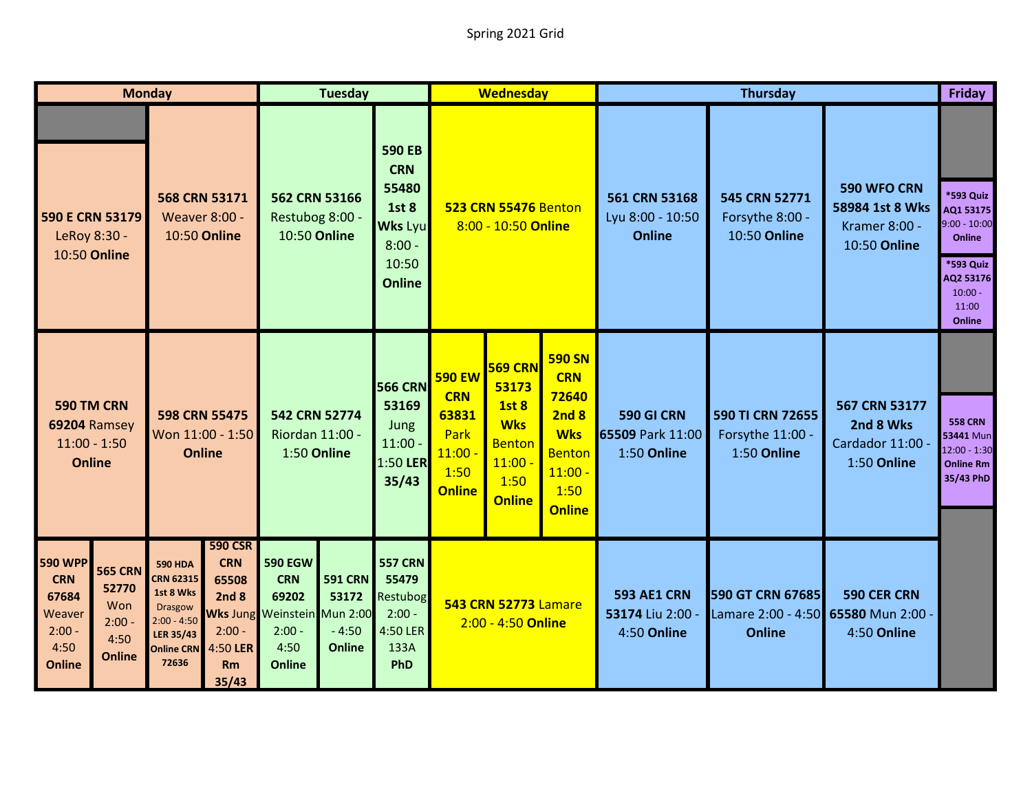Spring 2021 Grid

| Monday | | Tuesday | | Wednesday | Thursday | | | Friday |
|---|---|---|---|---|---|---|---|---|
| **590 E CRN 53179** LeRoy 8:30 - 10:50 **Online** | **568 CRN 53171** Weaver 8:00 - 10:50 **Online** | **562 CRN 53166** Restubog 8:00 - 10:50 **Online** | **590 EB CRN 55480 1st 8 Wks** Lyu 8:00 - 10:50 **Online** | **523 CRN 55476** Benton 8:00 - 10:50 **Online** | **561 CRN 53168** Lyu 8:00 - 10:50 **Online** | **545 CRN 52771** Forsythe 8:00 - 10:50 **Online** | **590 WFO CRN 58984 1st 8 Wks** Kramer 8:00 - 10:50 **Online** | ***593 Quiz AQ1 53175** 9:00 - 10:00 **Online**; ***593 Quiz AQ2 53176** 10:00 - 11:00 **Online** |
| **590 TM CRN 69204** Ramsey 11:00 - 1:50 **Online** | **598 CRN 55475** Won 11:00 - 1:50 **Online** | **542 CRN 52774** Riordan 11:00 - 1:50 **Online** | **566 CRN 53169** Jung 11:00 - 1:50 **LER 35/43** | **590 EW CRN 63831** Park 11:00 - 1:50 **Online**; **569 CRN 53173 1st 8 Wks** Benton 11:00 - 1:50 **Online**; **590 SN CRN 72640 2nd 8 Wks** Benton 11:00 - 1:50 **Online** | **590 GI CRN 65509** Park 11:00 - 1:50 **Online** | **590 TI CRN 72655** Forsythe 11:00 - 1:50 **Online** | **567 CRN 53177 2nd 8 Wks** Cardador 11:00 - 1:50 **Online** | **558 CRN 53441** Mun 12:00 - 1:30 **Online Rm 35/43 PhD** |
| **590 WPP CRN 67684** Weaver 2:00 - 4:50 **Online**; **565 CRN 52770** Won 2:00 - 4:50 **Online** | **590 HDA CRN 62315 1st 8 Wks** Drasgow 2:00 - 4:50 **LER 35/43 Online CRN 72636**; **590 CSR CRN 65508 2nd 8 Wks** Jung 2:00 - 4:50 **LER Rm 35/43** | **590 EGW CRN 69202** Weinstein 2:00 - 4:50 **Online**; **591 CRN 53172** Mun 2:00 - 4:50 **Online** | **557 CRN 55479** Restubog 2:00 - 4:50 LER 133A **PhD** | **543 CRN 52773** Lamare 2:00 - 4:50 **Online** | **593 AE1 CRN 53174** Liu 2:00 - 4:50 **Online** | **590 GT CRN 67685** Lamare 2:00 - 4:50 **Online** | **590 CER CRN 65580** Mun 2:00 - 4:50 **Online** | |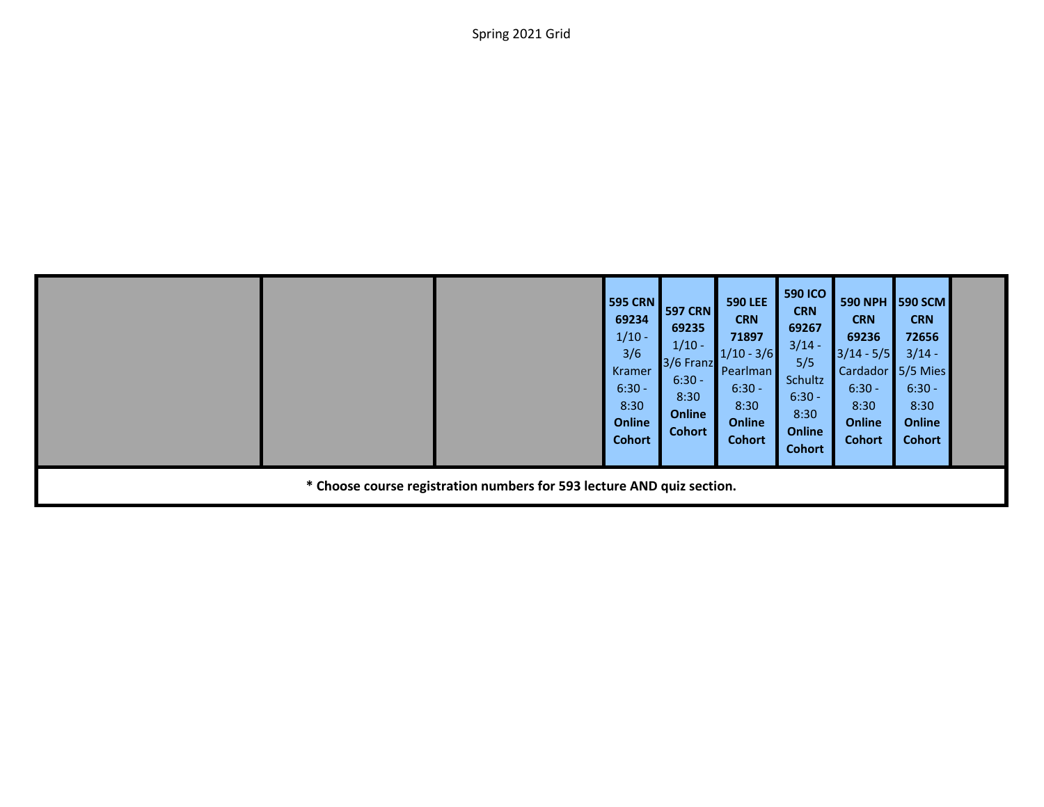Spring 2021 Grid

| | | | | | | | | | |
|---|---|---|---|---|---|---|---|---|---|
| | | | **595 CRN 69234** 1/10 - 3/6 Kramer 6:30 - 8:30 **Online Cohort** | **597 CRN 69235** 1/10 - 3/6 Franz 6:30 - 8:30 **Online Cohort** | **590 LEE CRN 71897** 1/10 - 3/6 Pearlman 6:30 - 8:30 **Online Cohort** | **590 ICO CRN 69267** 3/14 - 5/5 Schultz 6:30 - 8:30 **Online Cohort** | **590 NPH CRN 69236** 3/14 - 5/5 Cardador 6:30 - 8:30 **Online Cohort** | **590 SCM CRN 72656** 3/14 - 5/5 Mies 6:30 - 8:30 **Online Cohort** | |

**\* Choose course registration numbers for 593 lecture AND quiz section.**